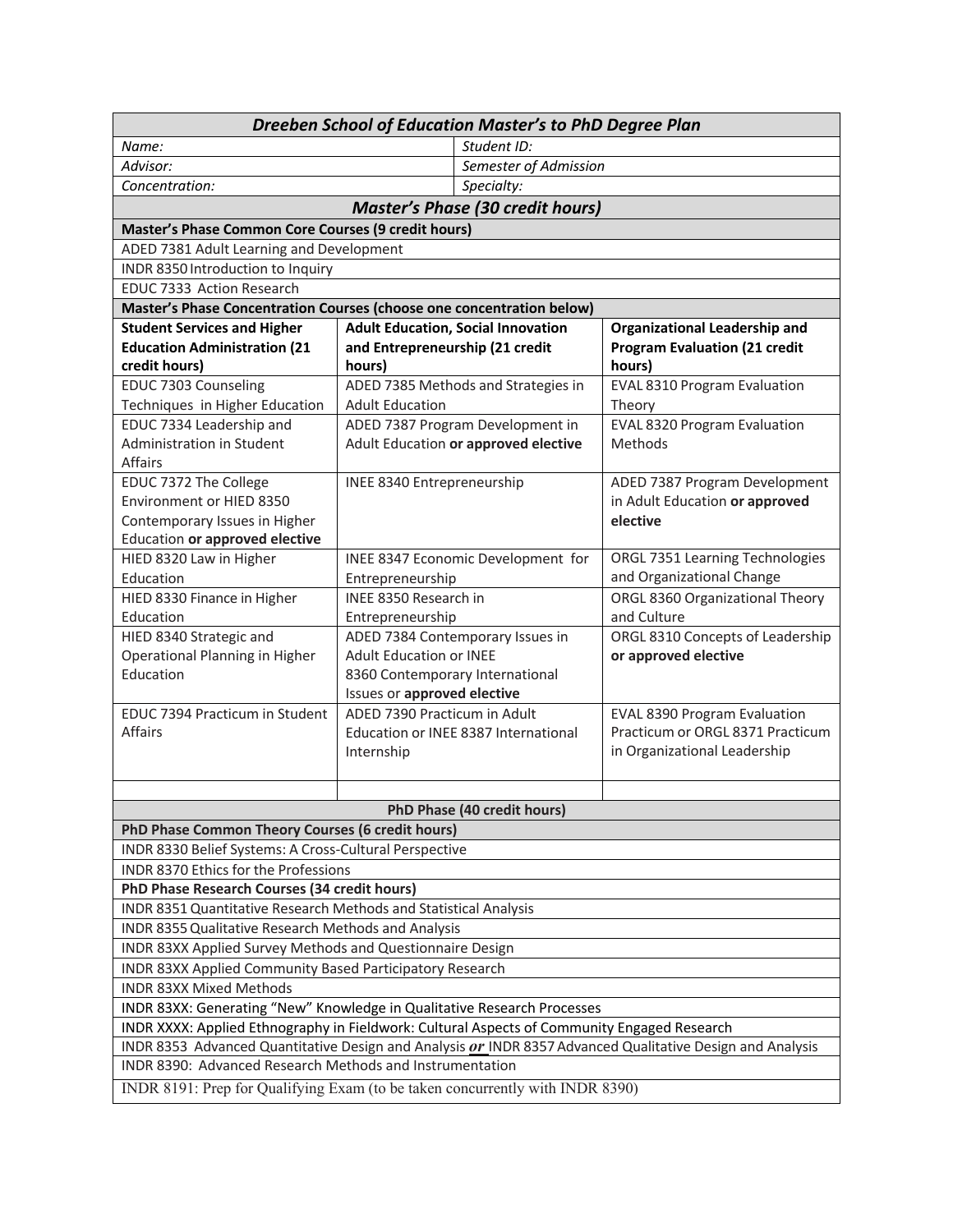| *Dreeben School of Education Master's to PhD Degree Plan* | | |
|---|---|---|
| *Name:* | *Student ID:* | |
| *Advisor:* | *Semester of Admission* | |
| *Concentration:* | *Specialty:* | |
| ***Master's Phase (30 credit hours)*** | | |
| **Master's Phase Common Core Courses (9 credit hours)** | | |
| ADED 7381 Adult Learning and Development | | |
| INDR 8350 Introduction to Inquiry | | |
| EDUC 7333 Action Research | | |
| **Master's Phase Concentration Courses (choose one concentration below)** | | |
| **Student Services and Higher Education Administration (21 credit hours)** | **Adult Education, Social Innovation and Entrepreneurship (21 credit hours)** | **Organizational Leadership and Program Evaluation (21 credit hours)** |
| EDUC 7303 Counseling Techniques in Higher Education | ADED 7385 Methods and Strategies in Adult Education | EVAL 8310 Program Evaluation Theory |
| EDUC 7334 Leadership and Administration in Student Affairs | ADED 7387 Program Development in Adult Education **or approved elective** | EVAL 8320 Program Evaluation Methods |
| EDUC 7372 The College Environment or HIED 8350 Contemporary Issues in Higher Education **or approved elective** | INEE 8340 Entrepreneurship | ADED 7387 Program Development in Adult Education **or approved elective** |
| HIED 8320 Law in Higher Education | INEE 8347 Economic Development for Entrepreneurship | ORGL 7351 Learning Technologies and Organizational Change |
| HIED 8330 Finance in Higher Education | INEE 8350 Research in Entrepreneurship | ORGL 8360 Organizational Theory and Culture |
| HIED 8340 Strategic and Operational Planning in Higher Education | ADED 7384 Contemporary Issues in Adult Education or INEE 8360 Contemporary International Issues or **approved elective** | ORGL 8310 Concepts of Leadership **or approved elective** |
| EDUC 7394 Practicum in Student Affairs | ADED 7390 Practicum in Adult Education or INEE 8387 International Internship | EVAL 8390 Program Evaluation Practicum or ORGL 8371 Practicum in Organizational Leadership |
| | | |
| **PhD Phase (40 credit hours)** | | |
| **PhD Phase Common Theory Courses (6 credit hours)** | | |
| INDR 8330 Belief Systems: A Cross-Cultural Perspective | | |
| INDR 8370 Ethics for the Professions | | |
| **PhD Phase Research Courses (34 credit hours)** | | |
| INDR 8351 Quantitative Research Methods and Statistical Analysis | | |
| INDR 8355 Qualitative Research Methods and Analysis | | |
| INDR 83XX Applied Survey Methods and Questionnaire Design | | |
| INDR 83XX Applied Community Based Participatory Research | | |
| INDR 83XX Mixed Methods | | |
| INDR 83XX: Generating "New" Knowledge in Qualitative Research Processes | | |
| INDR XXXX: Applied Ethnography in Fieldwork: Cultural Aspects of Community Engaged Research | | |
| INDR 8353 Advanced Quantitative Design and Analysis ***or*** INDR 8357 Advanced Qualitative Design and Analysis | | |
| INDR 8390: Advanced Research Methods and Instrumentation | | |
| INDR 8191: Prep for Qualifying Exam (to be taken concurrently with INDR 8390) | | |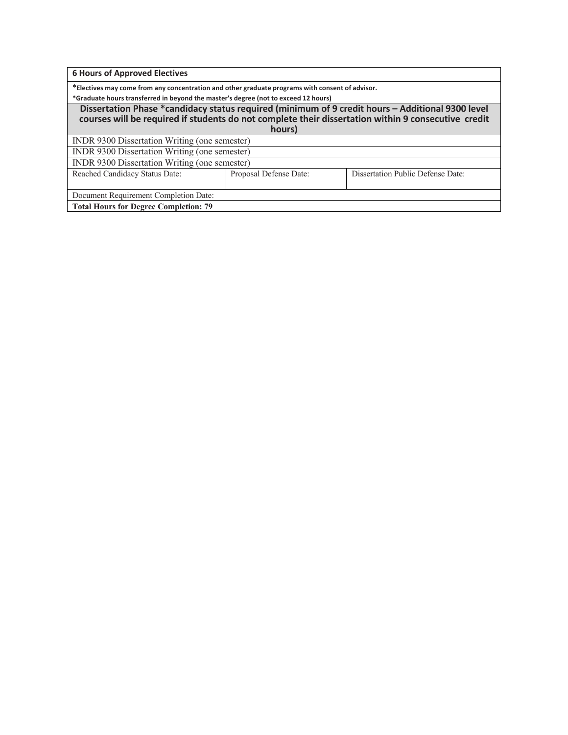| | | |
|---|---|---|
| **6 Hours of Approved Electives** | | |
| ***Electives may come from any concentration and other graduate programs with consent of advisor.**<br>***Graduate hours transferred in beyond the master's degree (not to exceed 12 hours)** | | |
| **Dissertation Phase *candidacy status required (minimum of 9 credit hours – Additional 9300 level courses will be required if students do not complete their dissertation within 9 consecutive credit hours)** | | |
| INDR 9300 Dissertation Writing (one semester) | | |
| INDR 9300 Dissertation Writing (one semester) | | |
| INDR 9300 Dissertation Writing (one semester) | | |
| Reached Candidacy Status Date: | Proposal Defense Date: | Dissertation Public Defense Date: |
| Document Requirement Completion Date: | | |
| **Total Hours for Degree Completion: 79** | | |